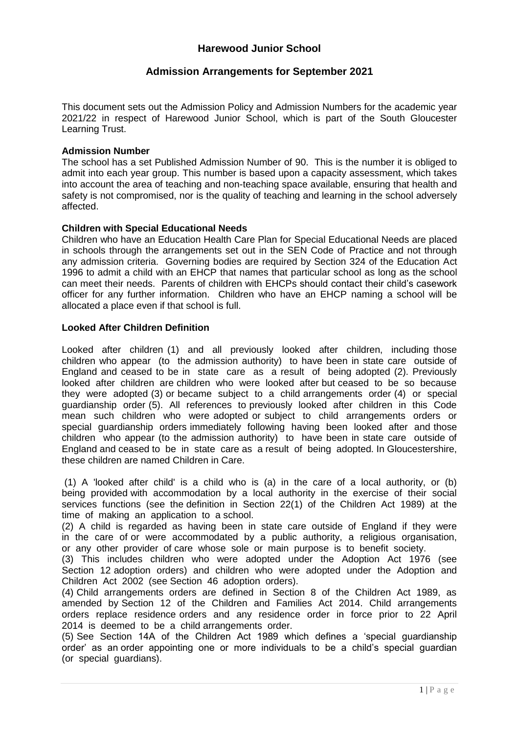# Harewood Junior School

## Admission Arrangements for September 2021

This document sets out the Admission Policy and Admission Numbers for the academic year 2021/22 in respect of Harewood Junior School, which is part of the South Gloucester Learning Trust.

**Admission Number**

The school has a set Published Admission Number of 90. This is the number it is obliged to admit into each year group. This number is based upon a capacity assessment, which takes into account the area of teaching and non-teaching space available, ensuring that health and safety is not compromised, nor is the quality of teaching and learning in the school adversely affected.

**Children with Special Educational Needs**

Children who have an Education Health Care Plan for Special Educational Needs are placed in schools through the arrangements set out in the SEN Code of Practice and not through any admission criteria. Governing bodies are required by Section 324 of the Education Act 1996 to admit a child with an EHCP that names that particular school as long as the school can meet their needs. Parents of children with EHCPs should contact their child's casework officer for any further information. Children who have an EHCP naming a school will be allocated a place even if that school is full.

**Looked After Children Definition**

Looked after children (1) and all previously looked after children, including those children who appear (to the admission authority) to have been in state care outside of England and ceased to be in state care as a result of being adopted (2). Previously looked after children are children who were looked after but ceased to be so because they were adopted (3) or became subject to a child arrangements order (4) or special guardianship order (5). All references to previously looked after children in this Code mean such children who were adopted or subject to child arrangements orders or special guardianship orders immediately following having been looked after and those children who appear (to the admission authority) to have been in state care outside of England and ceased to be in state care as a result of being adopted. In Gloucestershire, these children are named Children in Care.

(1) A 'looked after child' is a child who is (a) in the care of a local authority, or (b) being provided with accommodation by a local authority in the exercise of their social services functions (see the definition in Section 22(1) of the Children Act 1989) at the time of making an application to a school.

(2) A child is regarded as having been in state care outside of England if they were in the care of or were accommodated by a public authority, a religious organisation, or any other provider of care whose sole or main purpose is to benefit society.

(3) This includes children who were adopted under the Adoption Act 1976 (see Section 12 adoption orders) and children who were adopted under the Adoption and Children Act 2002 (see Section 46 adoption orders).

(4) Child arrangements orders are defined in Section 8 of the Children Act 1989, as amended by Section 12 of the Children and Families Act 2014. Child arrangements orders replace residence orders and any residence order in force prior to 22 April 2014 is deemed to be a child arrangements order.

(5) See Section 14A of the Children Act 1989 which defines a 'special guardianship order' as an order appointing one or more individuals to be a child's special guardian (or special guardians).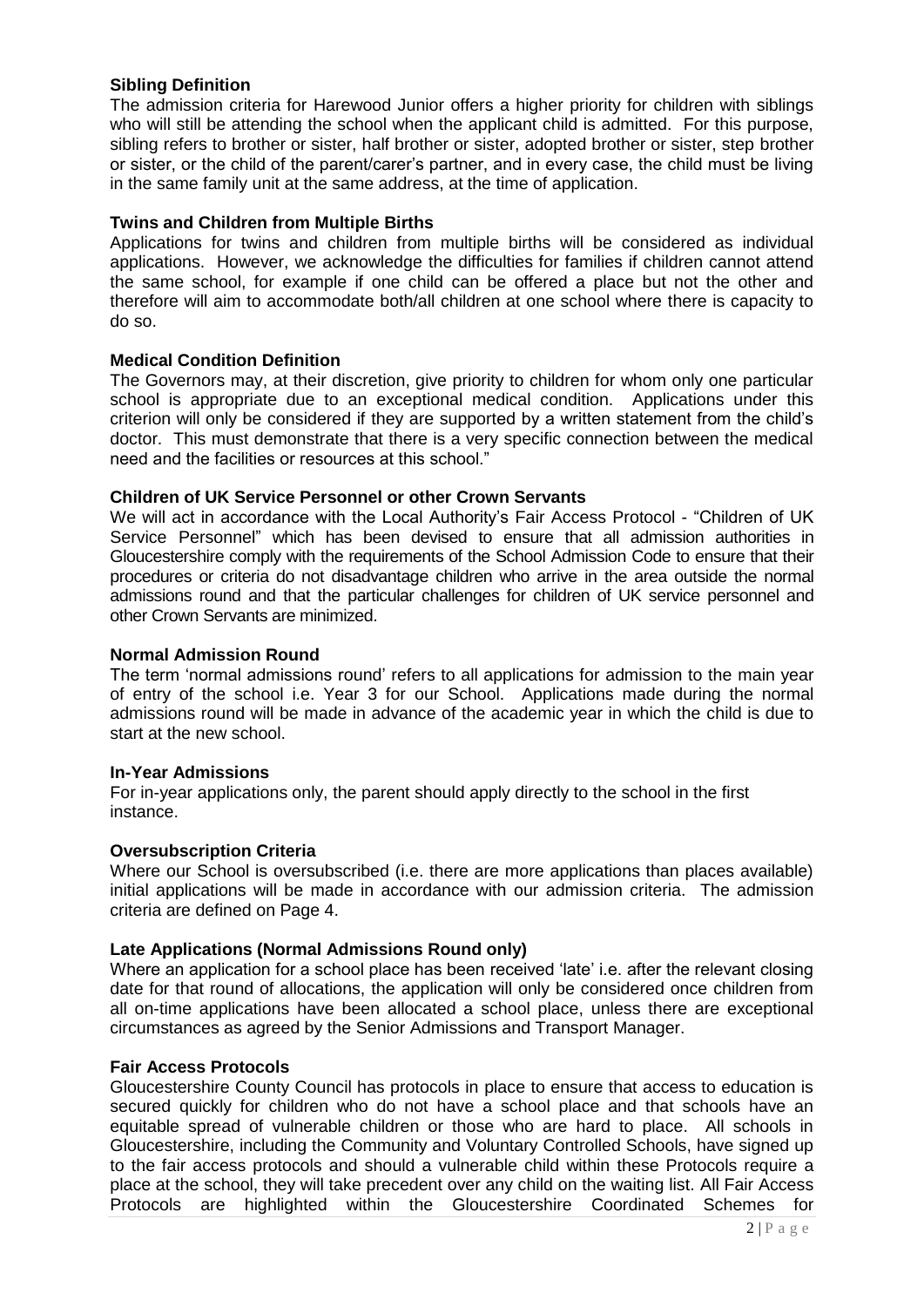### Sibling Definition

The admission criteria for Harewood Junior offers a higher priority for children with siblings who will still be attending the school when the applicant child is admitted. For this purpose, sibling refers to brother or sister, half brother or sister, adopted brother or sister, step brother or sister, or the child of the parent/carer's partner, and in every case, the child must be living in the same family unit at the same address, at the time of application.

### Twins and Children from Multiple Births

Applications for twins and children from multiple births will be considered as individual applications. However, we acknowledge the difficulties for families if children cannot attend the same school, for example if one child can be offered a place but not the other and therefore will aim to accommodate both/all children at one school where there is capacity to do so.

### Medical Condition Definition

The Governors may, at their discretion, give priority to children for whom only one particular school is appropriate due to an exceptional medical condition. Applications under this criterion will only be considered if they are supported by a written statement from the child's doctor. This must demonstrate that there is a very specific connection between the medical need and the facilities or resources at this school."

### Children of UK Service Personnel or other Crown Servants

We will act in accordance with the Local Authority's Fair Access Protocol - "Children of UK Service Personnel" which has been devised to ensure that all admission authorities in Gloucestershire comply with the requirements of the School Admission Code to ensure that their procedures or criteria do not disadvantage children who arrive in the area outside the normal admissions round and that the particular challenges for children of UK service personnel and other Crown Servants are minimized.

### Normal Admission Round

The term 'normal admissions round' refers to all applications for admission to the main year of entry of the school i.e. Year 3 for our School. Applications made during the normal admissions round will be made in advance of the academic year in which the child is due to start at the new school.

### In-Year Admissions

For in-year applications only, the parent should apply directly to the school in the first instance.

### Oversubscription Criteria

Where our School is oversubscribed (i.e. there are more applications than places available) initial applications will be made in accordance with our admission criteria. The admission criteria are defined on Page 4.

### Late Applications (Normal Admissions Round only)

Where an application for a school place has been received 'late' i.e. after the relevant closing date for that round of allocations, the application will only be considered once children from all on-time applications have been allocated a school place, unless there are exceptional circumstances as agreed by the Senior Admissions and Transport Manager.

### Fair Access Protocols

Gloucestershire County Council has protocols in place to ensure that access to education is secured quickly for children who do not have a school place and that schools have an equitable spread of vulnerable children or those who are hard to place. All schools in Gloucestershire, including the Community and Voluntary Controlled Schools, have signed up to the fair access protocols and should a vulnerable child within these Protocols require a place at the school, they will take precedent over any child on the waiting list. All Fair Access Protocols are highlighted within the Gloucestershire Coordinated Schemes for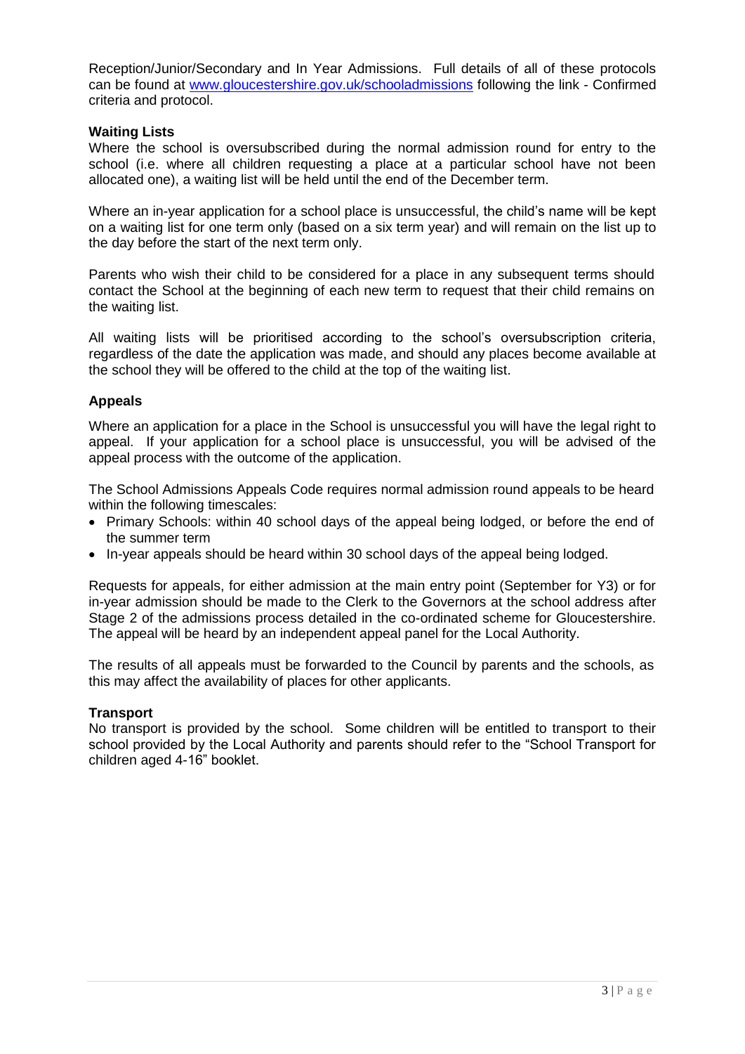Reception/Junior/Secondary and In Year Admissions. Full details of all of these protocols can be found at [www.gloucestershire.gov.uk/schooladmissions](http://www.gloucestershire.gov.uk/schooladmissions) following the link - Confirmed criteria and protocol.

**Waiting Lists**

Where the school is oversubscribed during the normal admission round for entry to the school (i.e. where all children requesting a place at a particular school have not been allocated one), a waiting list will be held until the end of the December term.

Where an in-year application for a school place is unsuccessful, the child's name will be kept on a waiting list for one term only (based on a six term year) and will remain on the list up to the day before the start of the next term only.

Parents who wish their child to be considered for a place in any subsequent terms should contact the School at the beginning of each new term to request that their child remains on the waiting list.

All waiting lists will be prioritised according to the school's oversubscription criteria, regardless of the date the application was made, and should any places become available at the school they will be offered to the child at the top of the waiting list.

**Appeals**

Where an application for a place in the School is unsuccessful you will have the legal right to appeal. If your application for a school place is unsuccessful, you will be advised of the appeal process with the outcome of the application.

The School Admissions Appeals Code requires normal admission round appeals to be heard within the following timescales:

- Primary Schools: within 40 school days of the appeal being lodged, or before the end of the summer term
- In-year appeals should be heard within 30 school days of the appeal being lodged.

Requests for appeals, for either admission at the main entry point (September for Y3) or for in-year admission should be made to the Clerk to the Governors at the school address after Stage 2 of the admissions process detailed in the co-ordinated scheme for Gloucestershire. The appeal will be heard by an independent appeal panel for the Local Authority.

The results of all appeals must be forwarded to the Council by parents and the schools, as this may affect the availability of places for other applicants.

**Transport**

No transport is provided by the school. Some children will be entitled to transport to their school provided by the Local Authority and parents should refer to the "School Transport for children aged 4-16" booklet.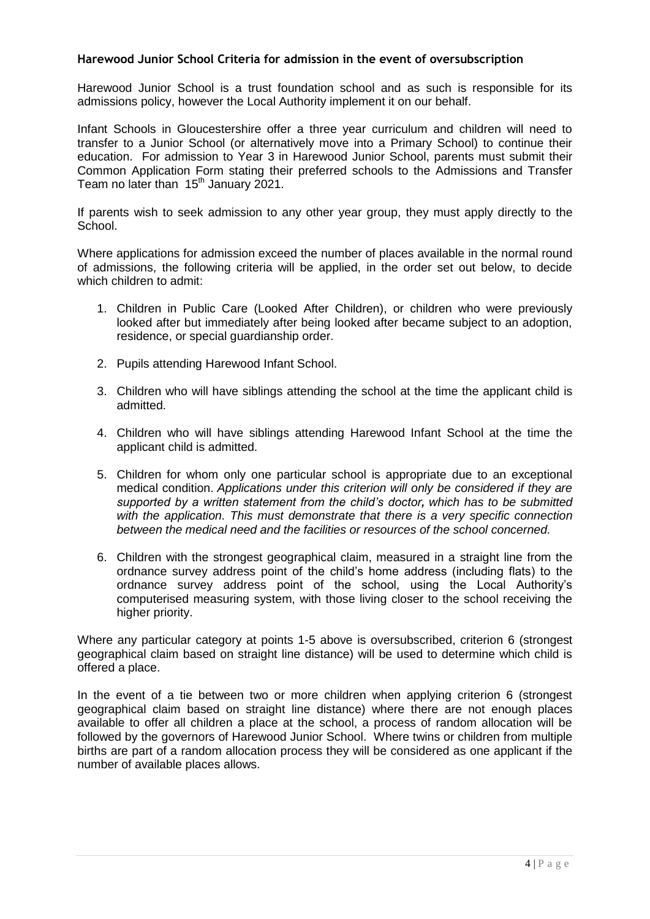**Harewood Junior School Criteria for admission in the event of oversubscription**

Harewood Junior School is a trust foundation school and as such is responsible for its admissions policy, however the Local Authority implement it on our behalf.

Infant Schools in Gloucestershire offer a three year curriculum and children will need to transfer to a Junior School (or alternatively move into a Primary School) to continue their education. For admission to Year 3 in Harewood Junior School, parents must submit their Common Application Form stating their preferred schools to the Admissions and Transfer Team no later than 15th January 2021.

If parents wish to seek admission to any other year group, they must apply directly to the School.

Where applications for admission exceed the number of places available in the normal round of admissions, the following criteria will be applied, in the order set out below, to decide which children to admit:

1. Children in Public Care (Looked After Children), or children who were previously looked after but immediately after being looked after became subject to an adoption, residence, or special guardianship order.
2. Pupils attending Harewood Infant School.
3. Children who will have siblings attending the school at the time the applicant child is admitted.
4. Children who will have siblings attending Harewood Infant School at the time the applicant child is admitted.
5. Children for whom only one particular school is appropriate due to an exceptional medical condition. *Applications under this criterion will only be considered if they are supported by a written statement from the child's doctor, which has to be submitted with the application. This must demonstrate that there is a very specific connection between the medical need and the facilities or resources of the school concerned.*
6. Children with the strongest geographical claim, measured in a straight line from the ordnance survey address point of the child's home address (including flats) to the ordnance survey address point of the school, using the Local Authority's computerised measuring system, with those living closer to the school receiving the higher priority.

Where any particular category at points 1-5 above is oversubscribed, criterion 6 (strongest geographical claim based on straight line distance) will be used to determine which child is offered a place.

In the event of a tie between two or more children when applying criterion 6 (strongest geographical claim based on straight line distance) where there are not enough places available to offer all children a place at the school, a process of random allocation will be followed by the governors of Harewood Junior School. Where twins or children from multiple births are part of a random allocation process they will be considered as one applicant if the number of available places allows.